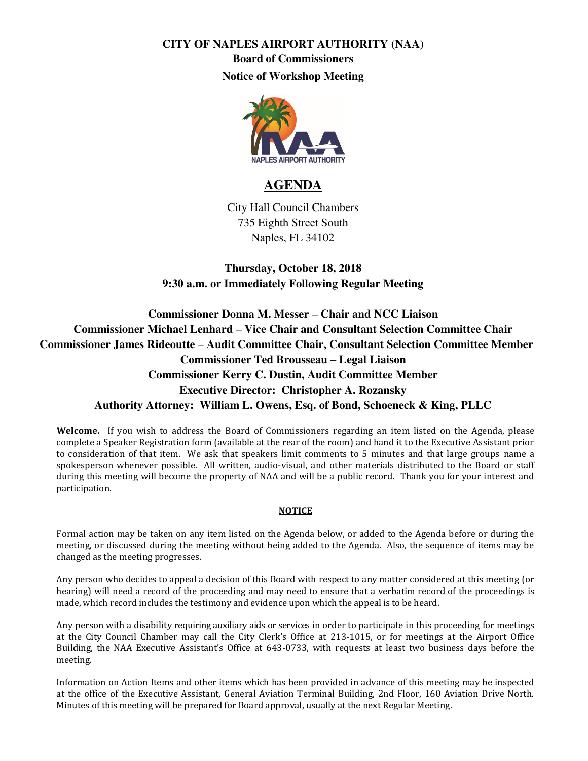**CITY OF NAPLES AIRPORT AUTHORITY (NAA)**

**Board of Commissioners**

**Notice of Workshop Meeting**

# AGENDA

City Hall Council Chambers
735 Eighth Street South
Naples, FL 34102

**Thursday, October 18, 2018**
**9:30 a.m. or Immediately Following Regular Meeting**

**Commissioner Donna M. Messer – Chair and NCC Liaison**
**Commissioner Michael Lenhard – Vice Chair and Consultant Selection Committee Chair**
**Commissioner James Rideoutte – Audit Committee Chair, Consultant Selection Committee Member**
**Commissioner Ted Brousseau – Legal Liaison**
**Commissioner Kerry C. Dustin, Audit Committee Member**
**Executive Director: Christopher A. Rozansky**
**Authority Attorney: William L. Owens, Esq. of Bond, Schoeneck & King, PLLC**

**Welcome.** If you wish to address the Board of Commissioners regarding an item listed on the Agenda, please complete a Speaker Registration form (available at the rear of the room) and hand it to the Executive Assistant prior to consideration of that item. We ask that speakers limit comments to 5 minutes and that large groups name a spokesperson whenever possible. All written, audio-visual, and other materials distributed to the Board or staff during this meeting will become the property of NAA and will be a public record. Thank you for your interest and participation.

**NOTICE**

Formal action may be taken on any item listed on the Agenda below, or added to the Agenda before or during the meeting, or discussed during the meeting without being added to the Agenda. Also, the sequence of items may be changed as the meeting progresses.

Any person who decides to appeal a decision of this Board with respect to any matter considered at this meeting (or hearing) will need a record of the proceeding and may need to ensure that a verbatim record of the proceedings is made, which record includes the testimony and evidence upon which the appeal is to be heard.

Any person with a disability requiring auxiliary aids or services in order to participate in this proceeding for meetings at the City Council Chamber may call the City Clerk's Office at 213-1015, or for meetings at the Airport Office Building, the NAA Executive Assistant's Office at 643-0733, with requests at least two business days before the meeting.

Information on Action Items and other items which has been provided in advance of this meeting may be inspected at the office of the Executive Assistant, General Aviation Terminal Building, 2nd Floor, 160 Aviation Drive North. Minutes of this meeting will be prepared for Board approval, usually at the next Regular Meeting.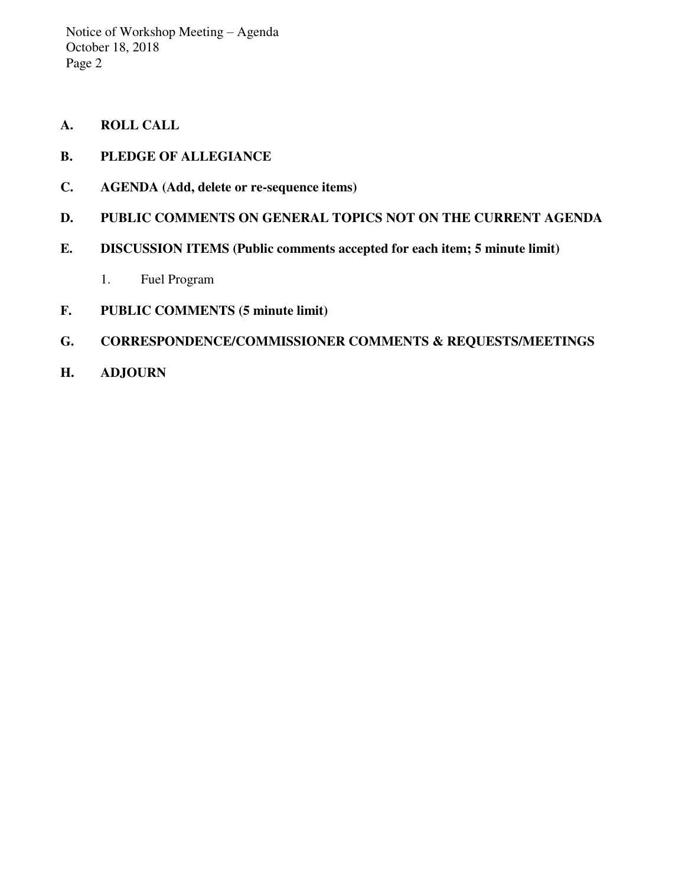**A. ROLL CALL**

**B. PLEDGE OF ALLEGIANCE**

**C. AGENDA (Add, delete or re-sequence items)**

**D. PUBLIC COMMENTS ON GENERAL TOPICS NOT ON THE CURRENT AGENDA**

**E. DISCUSSION ITEMS (Public comments accepted for each item; 5 minute limit)**

1. Fuel Program

**F. PUBLIC COMMENTS (5 minute limit)**

**G. CORRESPONDENCE/COMMISSIONER COMMENTS & REQUESTS/MEETINGS**

**H. ADJOURN**